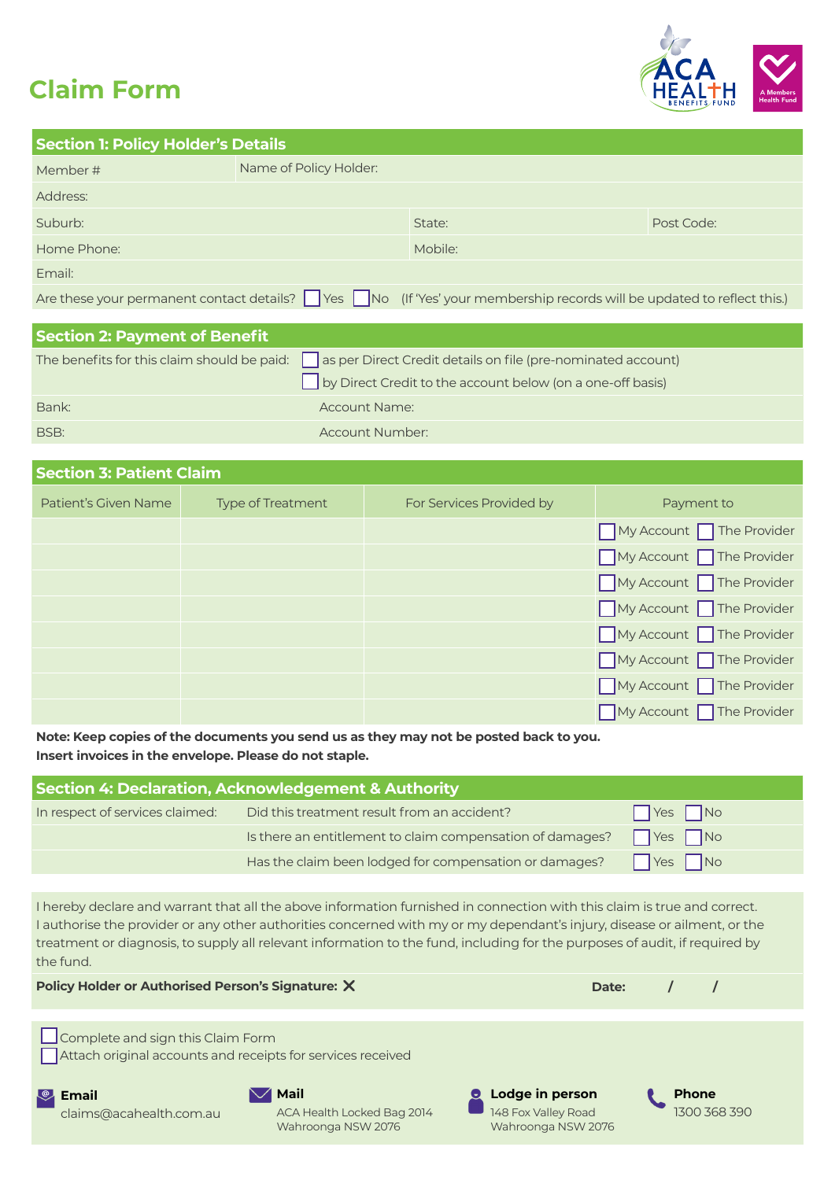# Claim Form

ACA HEALTH BENEFITS FUND — A Members Health Fund

## Section 1: Policy Holder's Details

| Member # | Name of Policy Holder: | | |
|---|---|---|---|
| Address: | | | |
| Suburb: | | State: | Post Code: |
| Home Phone: | | Mobile: | |
| Email: | | | |

Are these your permanent contact details? ☐ Yes ☐ No (If 'Yes' your membership records will be updated to reflect this.)

## Section 2: Payment of Benefit

The benefits for this claim should be paid:
☐ as per Direct Credit details on file (pre-nominated account)
☐ by Direct Credit to the account below (on a one-off basis)

| Bank: | Account Name: |
|---|---|
| BSB: | Account Number: |

## Section 3: Patient Claim

| Patient's Given Name | Type of Treatment | For Services Provided by | Payment to |
|---|---|---|---|
| | | | ☐ My Account ☐ The Provider |
| | | | ☐ My Account ☐ The Provider |
| | | | ☐ My Account ☐ The Provider |
| | | | ☐ My Account ☐ The Provider |
| | | | ☐ My Account ☐ The Provider |
| | | | ☐ My Account ☐ The Provider |
| | | | ☐ My Account ☐ The Provider |
| | | | ☐ My Account ☐ The Provider |

**Note: Keep copies of the documents you send us as they may not be posted back to you.**
**Insert invoices in the envelope. Please do not staple.**

## Section 4: Declaration, Acknowledgement & Authority

| In respect of services claimed: | | |
|---|---|---|
| | Did this treatment result from an accident? | ☐ Yes ☐ No |
| | Is there an entitlement to claim compensation of damages? | ☐ Yes ☐ No |
| | Has the claim been lodged for compensation or damages? | ☐ Yes ☐ No |

I hereby declare and warrant that all the above information furnished in connection with this claim is true and correct. I authorise the provider or any other authorities concerned with my or my dependant's injury, disease or ailment, or the treatment or diagnosis, to supply all relevant information to the fund, including for the purposes of audit, if required by the fund.

**Policy Holder or Authorised Person's Signature:** X **Date:** / /

☐ Complete and sign this Claim Form
☐ Attach original accounts and receipts for services received

**Email**
claims@acahealth.com.au

**Mail**
ACA Health Locked Bag 2014
Wahroonga NSW 2076

**Lodge in person**
148 Fox Valley Road
Wahroonga NSW 2076

**Phone**
1300 368 390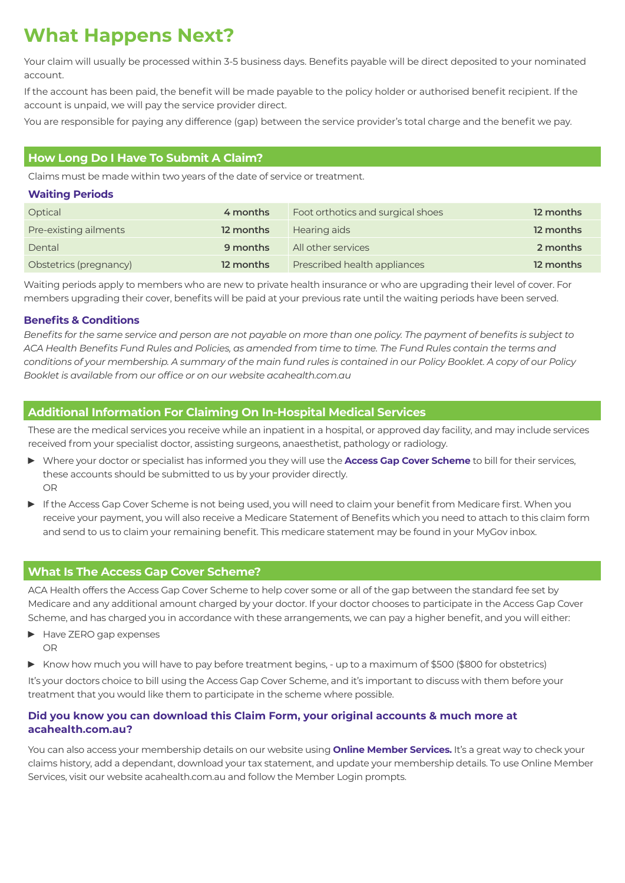# What Happens Next?

Your claim will usually be processed within 3-5 business days. Benefits payable will be direct deposited to your nominated account.

If the account has been paid, the benefit will be made payable to the policy holder or authorised benefit recipient. If the account is unpaid, we will pay the service provider direct.

You are responsible for paying any difference (gap) between the service provider's total charge and the benefit we pay.

## How Long Do I Have To Submit A Claim?

Claims must be made within two years of the date of service or treatment.

### Waiting Periods

| | | | |
|---|---|---|---|
| Optical | **4 months** | Foot orthotics and surgical shoes | **12 months** |
| Pre-existing ailments | **12 months** | Hearing aids | **12 months** |
| Dental | **9 months** | All other services | **2 months** |
| Obstetrics (pregnancy) | **12 months** | Prescribed health appliances | **12 months** |

Waiting periods apply to members who are new to private health insurance or who are upgrading their level of cover. For members upgrading their cover, benefits will be paid at your previous rate until the waiting periods have been served.

### Benefits & Conditions

*Benefits for the same service and person are not payable on more than one policy. The payment of benefits is subject to ACA Health Benefits Fund Rules and Policies, as amended from time to time. The Fund Rules contain the terms and conditions of your membership. A summary of the main fund rules is contained in our Policy Booklet. A copy of our Policy Booklet is available from our office or on our website acahealth.com.au*

## Additional Information For Claiming On In-Hospital Medical Services

These are the medical services you receive while an inpatient in a hospital, or approved day facility, and may include services received from your specialist doctor, assisting surgeons, anaesthetist, pathology or radiology.

- Where your doctor or specialist has informed you they will use the **Access Gap Cover Scheme** to bill for their services, these accounts should be submitted to us by your provider directly.
  OR
- If the Access Gap Cover Scheme is not being used, you will need to claim your benefit from Medicare first. When you receive your payment, you will also receive a Medicare Statement of Benefits which you need to attach to this claim form and send to us to claim your remaining benefit. This medicare statement may be found in your MyGov inbox.

## What Is The Access Gap Cover Scheme?

ACA Health offers the Access Gap Cover Scheme to help cover some or all of the gap between the standard fee set by Medicare and any additional amount charged by your doctor. If your doctor chooses to participate in the Access Gap Cover Scheme, and has charged you in accordance with these arrangements, we can pay a higher benefit, and you will either:

- Have ZERO gap expenses
  OR
- Know how much you will have to pay before treatment begins, - up to a maximum of $500 ($800 for obstetrics)

It's your doctors choice to bill using the Access Gap Cover Scheme, and it's important to discuss with them before your treatment that you would like them to participate in the scheme where possible.

### Did you know you can download this Claim Form, your original accounts & much more at acahealth.com.au?

You can also access your membership details on our website using **Online Member Services.** It's a great way to check your claims history, add a dependant, download your tax statement, and update your membership details. To use Online Member Services, visit our website acahealth.com.au and follow the Member Login prompts.